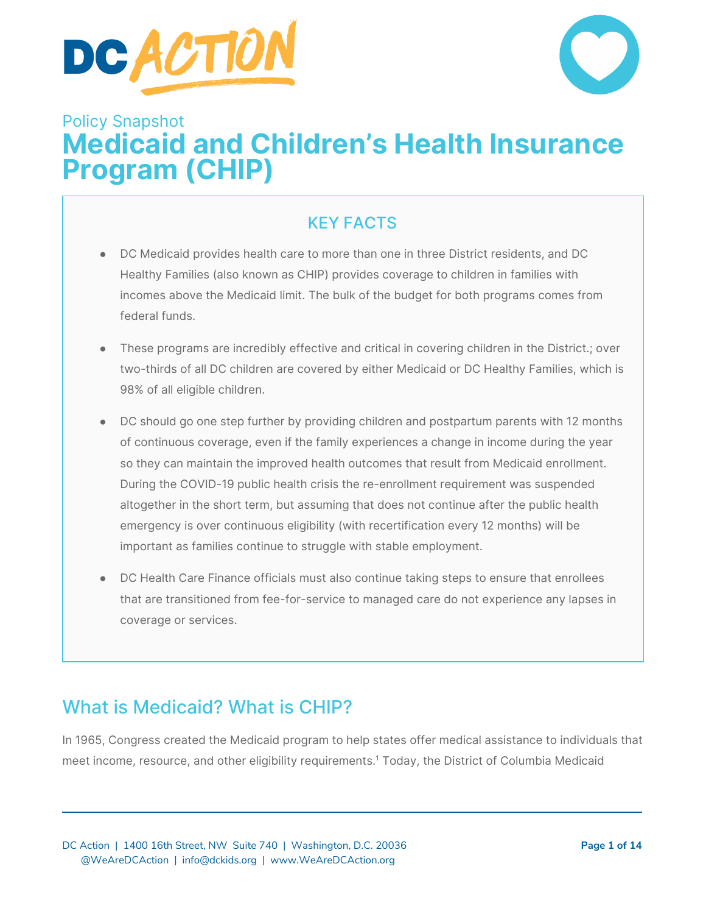Policy Snapshot

# Medicaid and Children's Health Insurance Program (CHIP)

## KEY FACTS

- DC Medicaid provides health care to more than one in three District residents, and DC Healthy Families (also known as CHIP) provides coverage to children in families with incomes above the Medicaid limit. The bulk of the budget for both programs comes from federal funds.
- These programs are incredibly effective and critical in covering children in the District.; over two-thirds of all DC children are covered by either Medicaid or DC Healthy Families, which is 98% of all eligible children.
- DC should go one step further by providing children and postpartum parents with 12 months of continuous coverage, even if the family experiences a change in income during the year so they can maintain the improved health outcomes that result from Medicaid enrollment. During the COVID-19 public health crisis the re-enrollment requirement was suspended altogether in the short term, but assuming that does not continue after the public health emergency is over continuous eligibility (with recertification every 12 months) will be important as families continue to struggle with stable employment.
- DC Health Care Finance officials must also continue taking steps to ensure that enrollees that are transitioned from fee-for-service to managed care do not experience any lapses in coverage or services.

## What is Medicaid? What is CHIP?

In 1965, Congress created the Medicaid program to help states offer medical assistance to individuals that meet income, resource, and other eligibility requirements.[1] Today, the District of Columbia Medicaid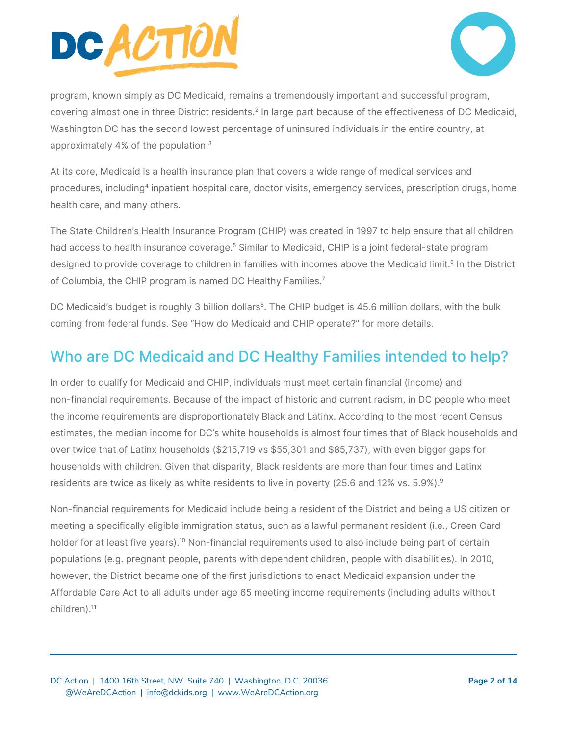program, known simply as DC Medicaid, remains a tremendously important and successful program, covering almost one in three District residents.[2] In large part because of the effectiveness of DC Medicaid, Washington DC has the second lowest percentage of uninsured individuals in the entire country, at approximately 4% of the population.[3]

At its core, Medicaid is a health insurance plan that covers a wide range of medical services and procedures, including[4] inpatient hospital care, doctor visits, emergency services, prescription drugs, home health care, and many others.

The State Children's Health Insurance Program (CHIP) was created in 1997 to help ensure that all children had access to health insurance coverage.[5] Similar to Medicaid, CHIP is a joint federal-state program designed to provide coverage to children in families with incomes above the Medicaid limit.[6] In the District of Columbia, the CHIP program is named DC Healthy Families.[7]

DC Medicaid's budget is roughly 3 billion dollars[8]. The CHIP budget is 45.6 million dollars, with the bulk coming from federal funds. See "How do Medicaid and CHIP operate?" for more details.

## Who are DC Medicaid and DC Healthy Families intended to help?

In order to qualify for Medicaid and CHIP, individuals must meet certain financial (income) and non-financial requirements. Because of the impact of historic and current racism, in DC people who meet the income requirements are disproportionately Black and Latinx. According to the most recent Census estimates, the median income for DC's white households is almost four times that of Black households and over twice that of Latinx households ($215,719 vs $55,301 and $85,737), with even bigger gaps for households with children. Given that disparity, Black residents are more than four times and Latinx residents are twice as likely as white residents to live in poverty (25.6 and 12% vs. 5.9%).[9]

Non-financial requirements for Medicaid include being a resident of the District and being a US citizen or meeting a specifically eligible immigration status, such as a lawful permanent resident (i.e., Green Card holder for at least five years).[10] Non-financial requirements used to also include being part of certain populations (e.g. pregnant people, parents with dependent children, people with disabilities). In 2010, however, the District became one of the first jurisdictions to enact Medicaid expansion under the Affordable Care Act to all adults under age 65 meeting income requirements (including adults without children).[11]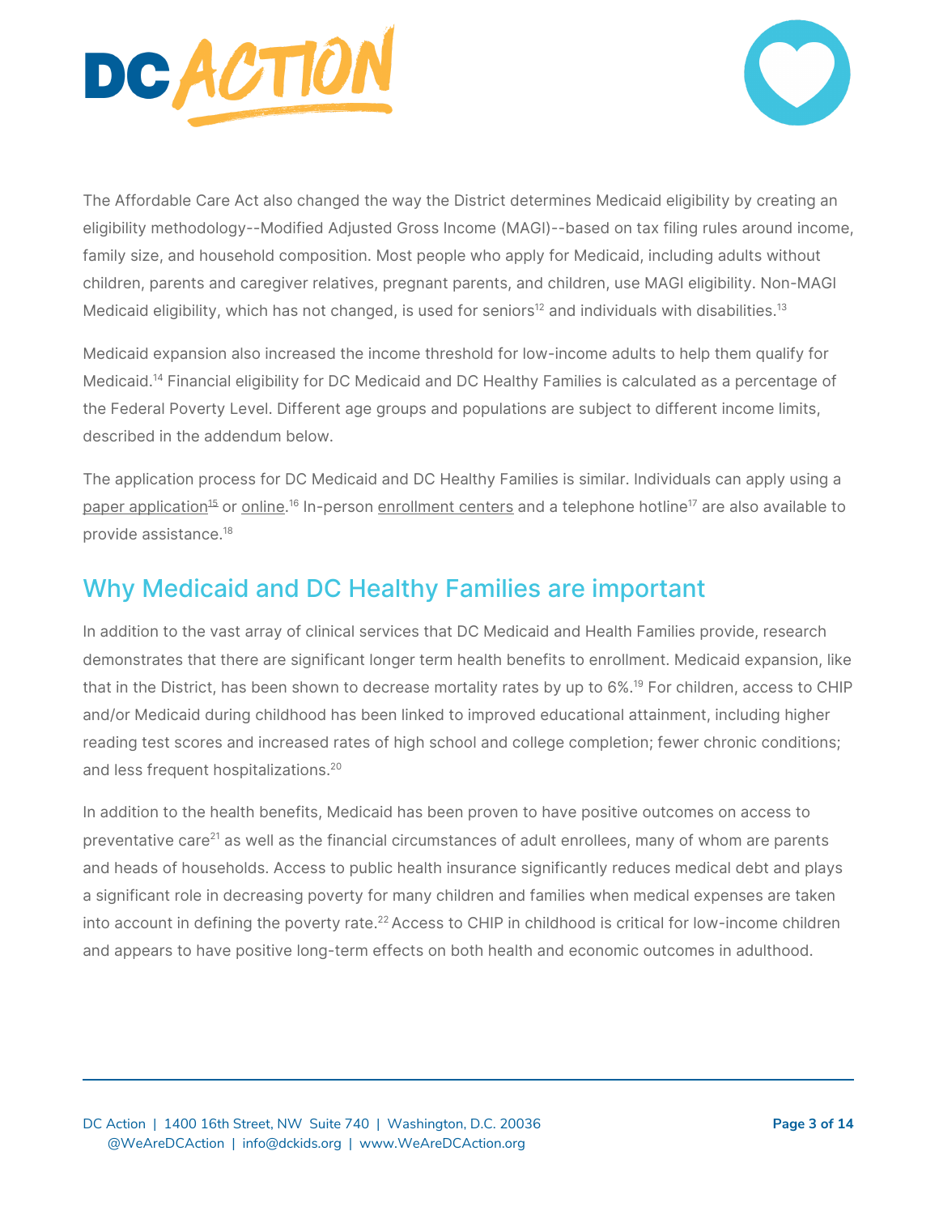The Affordable Care Act also changed the way the District determines Medicaid eligibility by creating an eligibility methodology--Modified Adjusted Gross Income (MAGI)--based on tax filing rules around income, family size, and household composition. Most people who apply for Medicaid, including adults without children, parents and caregiver relatives, pregnant parents, and children, use MAGI eligibility. Non-MAGI Medicaid eligibility, which has not changed, is used for seniors[12] and individuals with disabilities.[13]

Medicaid expansion also increased the income threshold for low-income adults to help them qualify for Medicaid.[14] Financial eligibility for DC Medicaid and DC Healthy Families is calculated as a percentage of the Federal Poverty Level. Different age groups and populations are subject to different income limits, described in the addendum below.

The application process for DC Medicaid and DC Healthy Families is similar. Individuals can apply using a paper application[15] or online.[16] In-person enrollment centers and a telephone hotline[17] are also available to provide assistance.[18]

## Why Medicaid and DC Healthy Families are important

In addition to the vast array of clinical services that DC Medicaid and Health Families provide, research demonstrates that there are significant longer term health benefits to enrollment. Medicaid expansion, like that in the District, has been shown to decrease mortality rates by up to 6%.[19] For children, access to CHIP and/or Medicaid during childhood has been linked to improved educational attainment, including higher reading test scores and increased rates of high school and college completion; fewer chronic conditions; and less frequent hospitalizations.[20]

In addition to the health benefits, Medicaid has been proven to have positive outcomes on access to preventative care[21] as well as the financial circumstances of adult enrollees, many of whom are parents and heads of households. Access to public health insurance significantly reduces medical debt and plays a significant role in decreasing poverty for many children and families when medical expenses are taken into account in defining the poverty rate.[22] Access to CHIP in childhood is critical for low-income children and appears to have positive long-term effects on both health and economic outcomes in adulthood.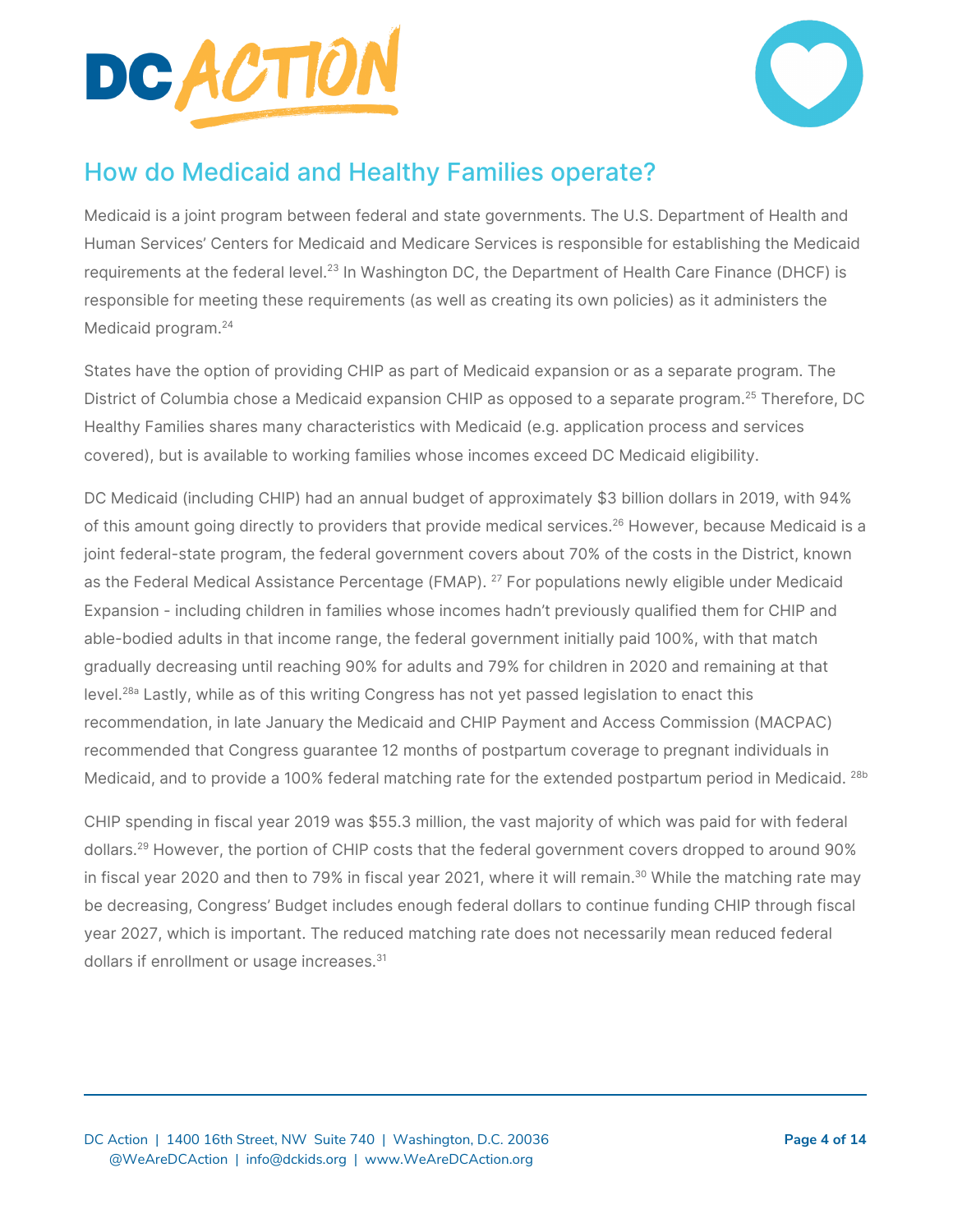## How do Medicaid and Healthy Families operate?

Medicaid is a joint program between federal and state governments. The U.S. Department of Health and Human Services' Centers for Medicaid and Medicare Services is responsible for establishing the Medicaid requirements at the federal level.[23] In Washington DC, the Department of Health Care Finance (DHCF) is responsible for meeting these requirements (as well as creating its own policies) as it administers the Medicaid program.[24]

States have the option of providing CHIP as part of Medicaid expansion or as a separate program. The District of Columbia chose a Medicaid expansion CHIP as opposed to a separate program.[25] Therefore, DC Healthy Families shares many characteristics with Medicaid (e.g. application process and services covered), but is available to working families whose incomes exceed DC Medicaid eligibility.

DC Medicaid (including CHIP) had an annual budget of approximately $3 billion dollars in 2019, with 94% of this amount going directly to providers that provide medical services.[26] However, because Medicaid is a joint federal-state program, the federal government covers about 70% of the costs in the District, known as the Federal Medical Assistance Percentage (FMAP). [27] For populations newly eligible under Medicaid Expansion - including children in families whose incomes hadn't previously qualified them for CHIP and able-bodied adults in that income range, the federal government initially paid 100%, with that match gradually decreasing until reaching 90% for adults and 79% for children in 2020 and remaining at that level.[28a] Lastly, while as of this writing Congress has not yet passed legislation to enact this recommendation, in late January the Medicaid and CHIP Payment and Access Commission (MACPAC) recommended that Congress guarantee 12 months of postpartum coverage to pregnant individuals in Medicaid, and to provide a 100% federal matching rate for the extended postpartum period in Medicaid. [28b]

CHIP spending in fiscal year 2019 was $55.3 million, the vast majority of which was paid for with federal dollars.[29] However, the portion of CHIP costs that the federal government covers dropped to around 90% in fiscal year 2020 and then to 79% in fiscal year 2021, where it will remain.[30] While the matching rate may be decreasing, Congress' Budget includes enough federal dollars to continue funding CHIP through fiscal year 2027, which is important. The reduced matching rate does not necessarily mean reduced federal dollars if enrollment or usage increases.[31]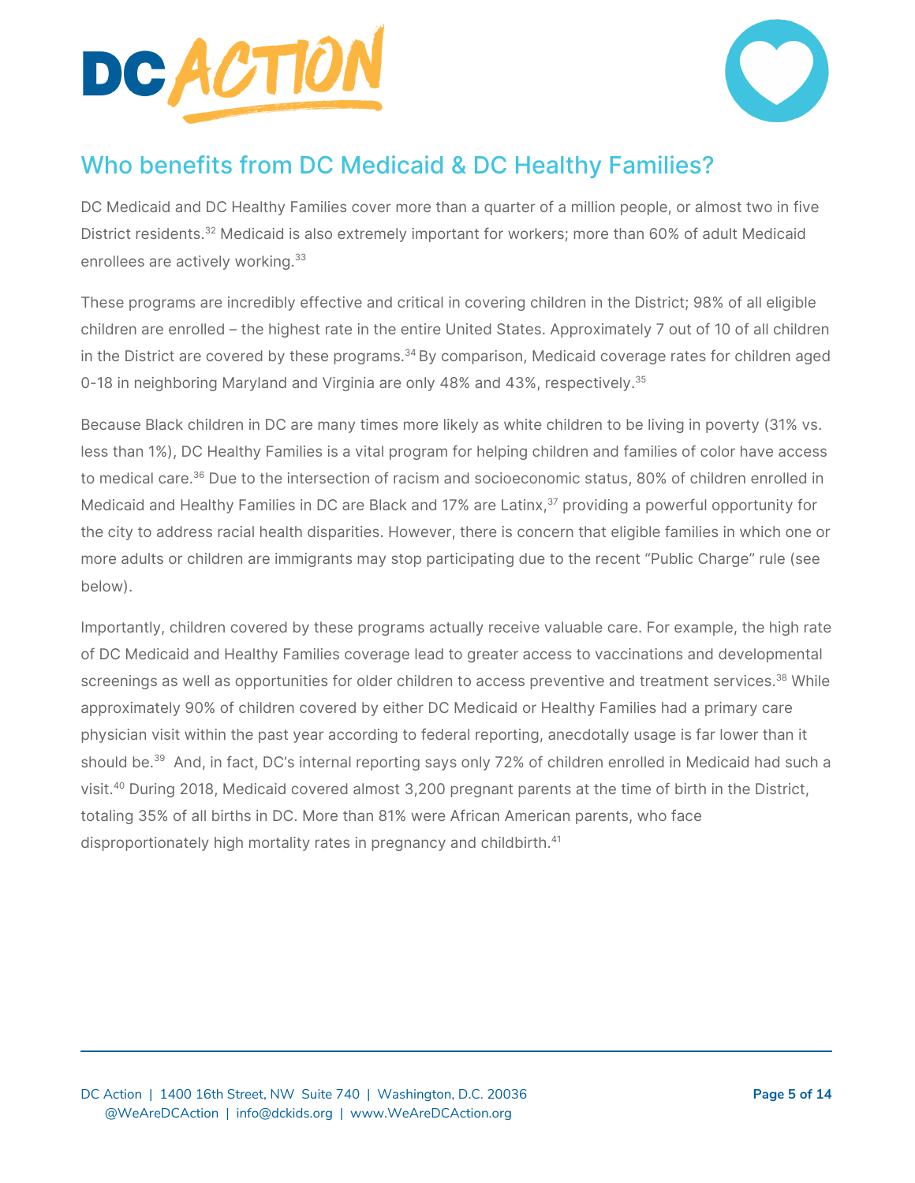## Who benefits from DC Medicaid & DC Healthy Families?

DC Medicaid and DC Healthy Families cover more than a quarter of a million people, or almost two in five District residents.[32] Medicaid is also extremely important for workers; more than 60% of adult Medicaid enrollees are actively working.[33]

These programs are incredibly effective and critical in covering children in the District; 98% of all eligible children are enrolled – the highest rate in the entire United States. Approximately 7 out of 10 of all children in the District are covered by these programs.[34] By comparison, Medicaid coverage rates for children aged 0-18 in neighboring Maryland and Virginia are only 48% and 43%, respectively.[35]

Because Black children in DC are many times more likely as white children to be living in poverty (31% vs. less than 1%), DC Healthy Families is a vital program for helping children and families of color have access to medical care.[36] Due to the intersection of racism and socioeconomic status, 80% of children enrolled in Medicaid and Healthy Families in DC are Black and 17% are Latinx,[37] providing a powerful opportunity for the city to address racial health disparities. However, there is concern that eligible families in which one or more adults or children are immigrants may stop participating due to the recent "Public Charge" rule (see below).

Importantly, children covered by these programs actually receive valuable care. For example, the high rate of DC Medicaid and Healthy Families coverage lead to greater access to vaccinations and developmental screenings as well as opportunities for older children to access preventive and treatment services.[38] While approximately 90% of children covered by either DC Medicaid or Healthy Families had a primary care physician visit within the past year according to federal reporting, anecdotally usage is far lower than it should be.[39] And, in fact, DC's internal reporting says only 72% of children enrolled in Medicaid had such a visit.[40] During 2018, Medicaid covered almost 3,200 pregnant parents at the time of birth in the District, totaling 35% of all births in DC. More than 81% were African American parents, who face disproportionately high mortality rates in pregnancy and childbirth.[41]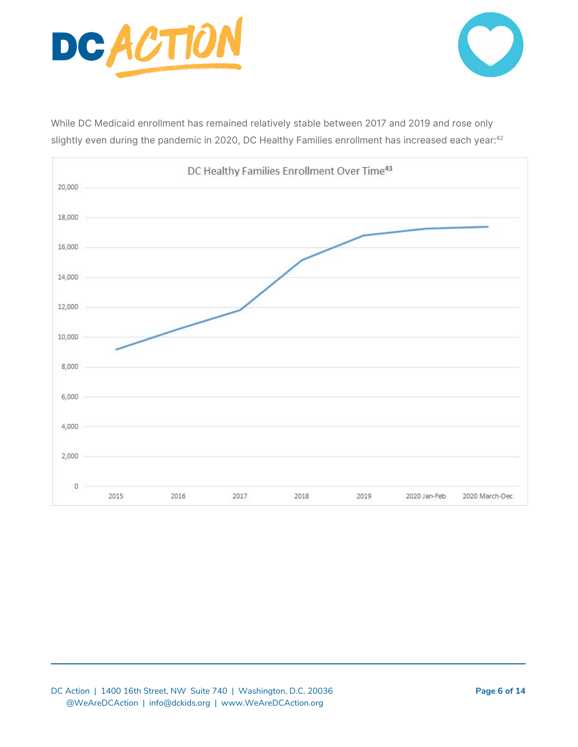While DC Medicaid enrollment has remained relatively stable between 2017 and 2019 and rose only slightly even during the pandemic in 2020, DC Healthy Families enrollment has increased each year:[42]

DC Healthy Families Enrollment Over Time[43]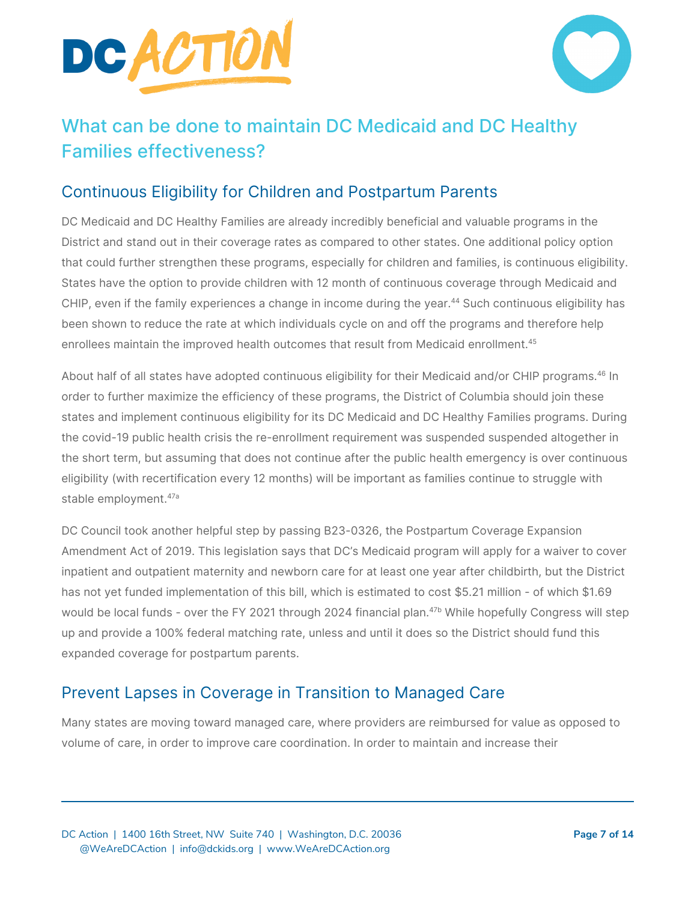## What can be done to maintain DC Medicaid and DC Healthy Families effectiveness?

### Continuous Eligibility for Children and Postpartum Parents

DC Medicaid and DC Healthy Families are already incredibly beneficial and valuable programs in the District and stand out in their coverage rates as compared to other states. One additional policy option that could further strengthen these programs, especially for children and families, is continuous eligibility. States have the option to provide children with 12 month of continuous coverage through Medicaid and CHIP, even if the family experiences a change in income during the year.[44] Such continuous eligibility has been shown to reduce the rate at which individuals cycle on and off the programs and therefore help enrollees maintain the improved health outcomes that result from Medicaid enrollment.[45]

About half of all states have adopted continuous eligibility for their Medicaid and/or CHIP programs.[46] In order to further maximize the efficiency of these programs, the District of Columbia should join these states and implement continuous eligibility for its DC Medicaid and DC Healthy Families programs. During the covid-19 public health crisis the re-enrollment requirement was suspended suspended altogether in the short term, but assuming that does not continue after the public health emergency is over continuous eligibility (with recertification every 12 months) will be important as families continue to struggle with stable employment.[47a]

DC Council took another helpful step by passing B23-0326, the Postpartum Coverage Expansion Amendment Act of 2019. This legislation says that DC's Medicaid program will apply for a waiver to cover inpatient and outpatient maternity and newborn care for at least one year after childbirth, but the District has not yet funded implementation of this bill, which is estimated to cost $5.21 million - of which $1.69 would be local funds - over the FY 2021 through 2024 financial plan.[47b] While hopefully Congress will step up and provide a 100% federal matching rate, unless and until it does so the District should fund this expanded coverage for postpartum parents.

### Prevent Lapses in Coverage in Transition to Managed Care

Many states are moving toward managed care, where providers are reimbursed for value as opposed to volume of care, in order to improve care coordination. In order to maintain and increase their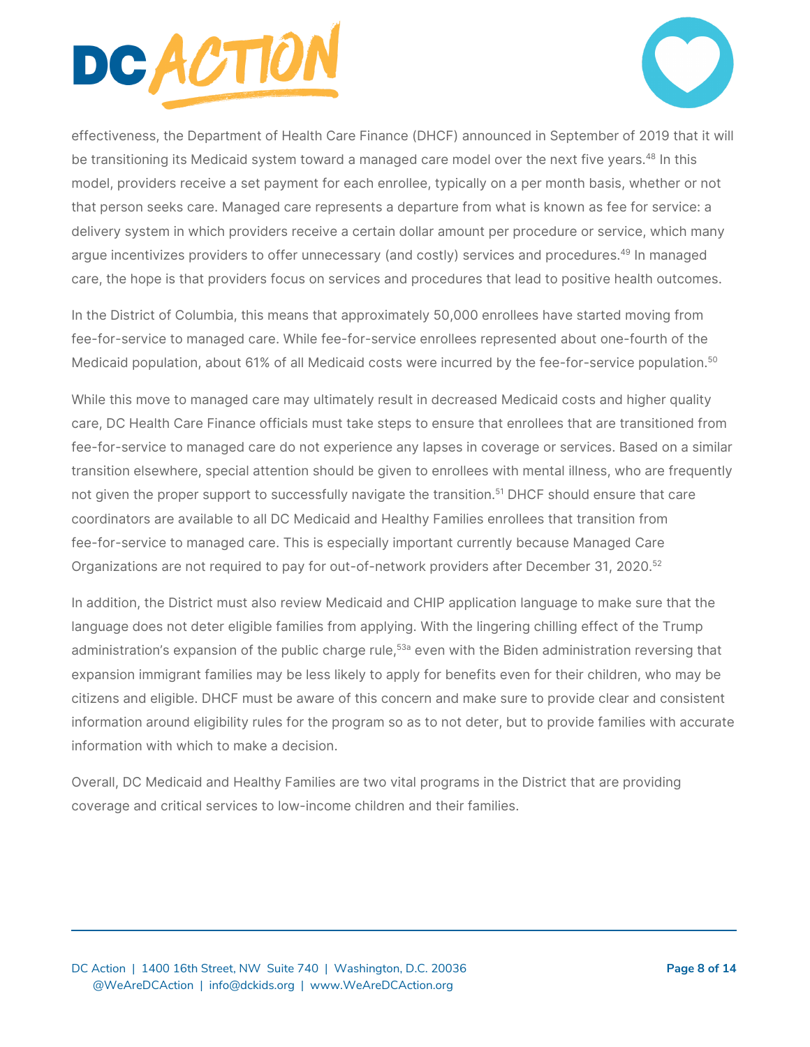effectiveness, the Department of Health Care Finance (DHCF) announced in September of 2019 that it will be transitioning its Medicaid system toward a managed care model over the next five years.[48] In this model, providers receive a set payment for each enrollee, typically on a per month basis, whether or not that person seeks care. Managed care represents a departure from what is known as fee for service: a delivery system in which providers receive a certain dollar amount per procedure or service, which many argue incentivizes providers to offer unnecessary (and costly) services and procedures.[49] In managed care, the hope is that providers focus on services and procedures that lead to positive health outcomes.

In the District of Columbia, this means that approximately 50,000 enrollees have started moving from fee-for-service to managed care. While fee-for-service enrollees represented about one-fourth of the Medicaid population, about 61% of all Medicaid costs were incurred by the fee-for-service population.[50]

While this move to managed care may ultimately result in decreased Medicaid costs and higher quality care, DC Health Care Finance officials must take steps to ensure that enrollees that are transitioned from fee-for-service to managed care do not experience any lapses in coverage or services. Based on a similar transition elsewhere, special attention should be given to enrollees with mental illness, who are frequently not given the proper support to successfully navigate the transition.[51] DHCF should ensure that care coordinators are available to all DC Medicaid and Healthy Families enrollees that transition from fee-for-service to managed care. This is especially important currently because Managed Care Organizations are not required to pay for out-of-network providers after December 31, 2020.[52]

In addition, the District must also review Medicaid and CHIP application language to make sure that the language does not deter eligible families from applying. With the lingering chilling effect of the Trump administration's expansion of the public charge rule,[53a] even with the Biden administration reversing that expansion immigrant families may be less likely to apply for benefits even for their children, who may be citizens and eligible. DHCF must be aware of this concern and make sure to provide clear and consistent information around eligibility rules for the program so as to not deter, but to provide families with accurate information with which to make a decision.

Overall, DC Medicaid and Healthy Families are two vital programs in the District that are providing coverage and critical services to low-income children and their families.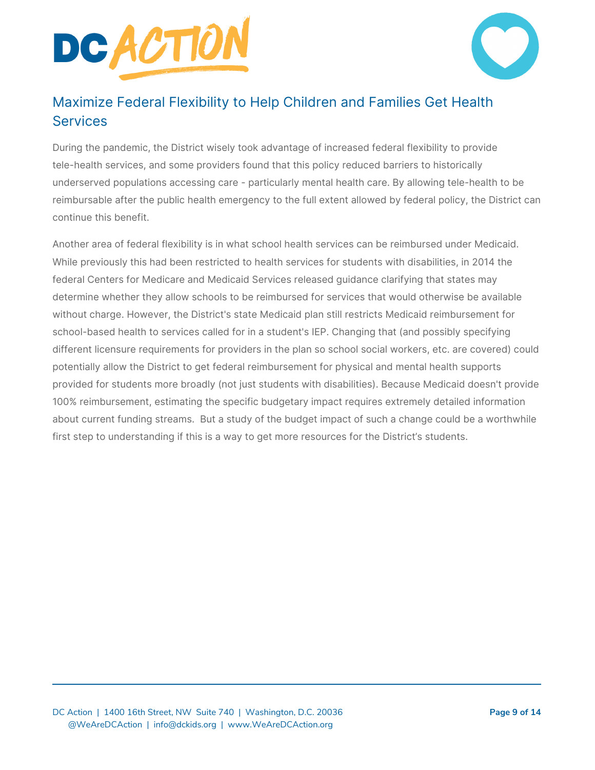## Maximize Federal Flexibility to Help Children and Families Get Health Services

During the pandemic, the District wisely took advantage of increased federal flexibility to provide tele-health services, and some providers found that this policy reduced barriers to historically underserved populations accessing care - particularly mental health care. By allowing tele-health to be reimbursable after the public health emergency to the full extent allowed by federal policy, the District can continue this benefit.

Another area of federal flexibility is in what school health services can be reimbursed under Medicaid. While previously this had been restricted to health services for students with disabilities, in 2014 the federal Centers for Medicare and Medicaid Services released guidance clarifying that states may determine whether they allow schools to be reimbursed for services that would otherwise be available without charge. However, the District's state Medicaid plan still restricts Medicaid reimbursement for school-based health to services called for in a student's IEP. Changing that (and possibly specifying different licensure requirements for providers in the plan so school social workers, etc. are covered) could potentially allow the District to get federal reimbursement for physical and mental health supports provided for students more broadly (not just students with disabilities). Because Medicaid doesn't provide 100% reimbursement, estimating the specific budgetary impact requires extremely detailed information about current funding streams. But a study of the budget impact of such a change could be a worthwhile first step to understanding if this is a way to get more resources for the District's students.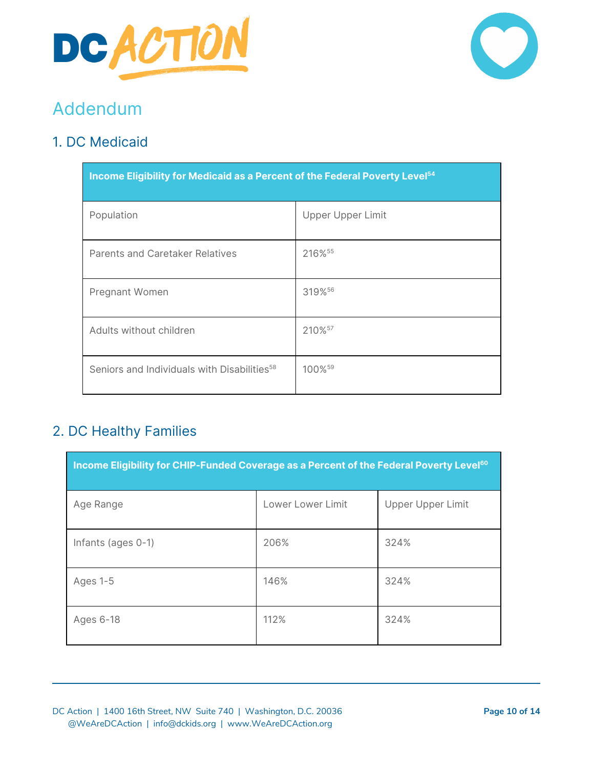# Addendum

## 1. DC Medicaid

| Income Eligibility for Medicaid as a Percent of the Federal Poverty Level[54] | |
|---|---|
| Population | Upper Upper Limit |
| Parents and Caretaker Relatives | 216%[55] |
| Pregnant Women | 319%[56] |
| Adults without children | 210%[57] |
| Seniors and Individuals with Disabilities[58] | 100%[59] |

## 2. DC Healthy Families

| Income Eligibility for CHIP-Funded Coverage as a Percent of the Federal Poverty Level[60] | | |
|---|---|---|
| Age Range | Lower Lower Limit | Upper Upper Limit |
| Infants (ages 0-1) | 206% | 324% |
| Ages 1-5 | 146% | 324% |
| Ages 6-18 | 112% | 324% |

DC Action | 1400 16th Street, NW Suite 740 | Washington, D.C. 20036
@WeAreDCAction | info@dckids.org | www.WeAreDCAction.org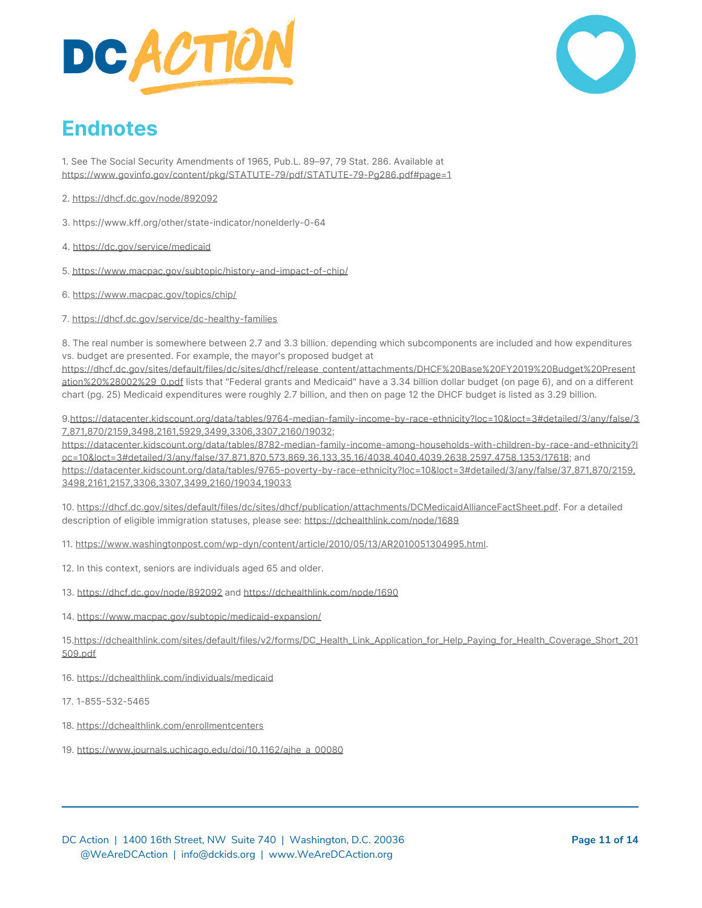## Endnotes

1. See The Social Security Amendments of 1965, Pub.L. 89–97, 79 Stat. 286. Available at https://www.govinfo.gov/content/pkg/STATUTE-79/pdf/STATUTE-79-Pg286.pdf#page=1

2. https://dhcf.dc.gov/node/892092

3. https://www.kff.org/other/state-indicator/nonelderly-0-64

4. https://dc.gov/service/medicaid

5. https://www.macpac.gov/subtopic/history-and-impact-of-chip/

6. https://www.macpac.gov/topics/chip/

7. https://dhcf.dc.gov/service/dc-healthy-families

8. The real number is somewhere between 2.7 and 3.3 billion. depending which subcomponents are included and how expenditures vs. budget are presented. For example, the mayor's proposed budget at https://dhcf.dc.gov/sites/default/files/dc/sites/dhcf/release_content/attachments/DHCF%20Base%20FY2019%20Budget%20Presentation%20%28002%29_0.pdf lists that "Federal grants and Medicaid" have a 3.34 billion dollar budget (on page 6), and on a different chart (pg. 25) Medicaid expenditures were roughly 2.7 billion, and then on page 12 the DHCF budget is listed as 3.29 billion.

9. https://datacenter.kidscount.org/data/tables/9764-median-family-income-by-race-ethnicity?loc=10&loct=3#detailed/3/any/false/37,871,870/2159,3498,2161,5929,3499,3306,3307,2160/19032; https://datacenter.kidscount.org/data/tables/8782-median-family-income-among-households-with-children-by-race-and-ethnicity?loc=10&loct=3#detailed/3/any/false/37,871,870,573,869,36,133,35,16/4038,4040,4039,2638,2597,4758,1353/17618; and https://datacenter.kidscount.org/data/tables/9765-poverty-by-race-ethnicity?loc=10&loct=3#detailed/3/any/false/37,871,870/2159,3498,2161,2157,3306,3307,3499,2160/19034,19033

10. https://dhcf.dc.gov/sites/default/files/dc/sites/dhcf/publication/attachments/DCMedicaidAllianceFactSheet.pdf. For a detailed description of eligible immigration statuses, please see: https://dchealthlink.com/node/1689

11. https://www.washingtonpost.com/wp-dyn/content/article/2010/05/13/AR2010051304995.html.

12. In this context, seniors are individuals aged 65 and older.

13. https://dhcf.dc.gov/node/892092 and https://dchealthlink.com/node/1690

14. https://www.macpac.gov/subtopic/medicaid-expansion/

15. https://dchealthlink.com/sites/default/files/v2/forms/DC_Health_Link_Application_for_Help_Paying_for_Health_Coverage_Short_201509.pdf

16. https://dchealthlink.com/individuals/medicaid

17. 1-855-532-5465

18. https://dchealthlink.com/enrollmentcenters

19. https://www.journals.uchicago.edu/doi/10.1162/ajhe_a_00080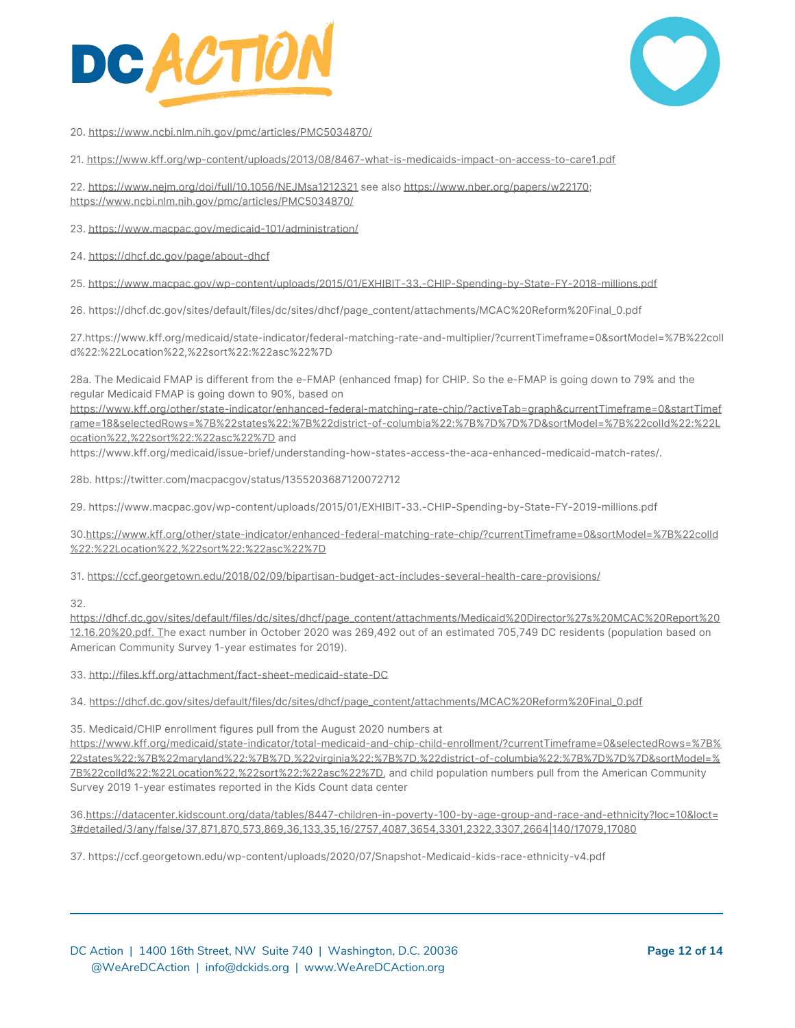20. https://www.ncbi.nlm.nih.gov/pmc/articles/PMC5034870/

21. https://www.kff.org/wp-content/uploads/2013/08/8467-what-is-medicaids-impact-on-access-to-care1.pdf

22. https://www.nejm.org/doi/full/10.1056/NEJMsa1212321 see also https://www.nber.org/papers/w22170; https://www.ncbi.nlm.nih.gov/pmc/articles/PMC5034870/

23. https://www.macpac.gov/medicaid-101/administration/

24. https://dhcf.dc.gov/page/about-dhcf

25. https://www.macpac.gov/wp-content/uploads/2015/01/EXHIBIT-33.-CHIP-Spending-by-State-FY-2018-millions.pdf

26. https://dhcf.dc.gov/sites/default/files/dc/sites/dhcf/page_content/attachments/MCAC%20Reform%20Final_0.pdf

27.https://www.kff.org/medicaid/state-indicator/federal-matching-rate-and-multiplier/?currentTimeframe=0&sortModel=%7B%22colId%22:%22Location%22,%22sort%22:%22asc%22%7D

28a. The Medicaid FMAP is different from the e-FMAP (enhanced fmap) for CHIP. So the e-FMAP is going down to 79% and the regular Medicaid FMAP is going down to 90%, based on https://www.kff.org/other/state-indicator/enhanced-federal-matching-rate-chip/?activeTab=graph&currentTimeframe=0&startTimeframe=18&selectedRows=%7B%22states%22:%7B%22district-of-columbia%22:%7B%7D%7D%7D&sortModel=%7B%22colId%22:%22Location%22,%22sort%22:%22asc%22%7D and https://www.kff.org/medicaid/issue-brief/understanding-how-states-access-the-aca-enhanced-medicaid-match-rates/.

28b. https://twitter.com/macpacgov/status/1355203687120072712

29. https://www.macpac.gov/wp-content/uploads/2015/01/EXHIBIT-33.-CHIP-Spending-by-State-FY-2019-millions.pdf

30.https://www.kff.org/other/state-indicator/enhanced-federal-matching-rate-chip/?currentTimeframe=0&sortModel=%7B%22colId%22:%22Location%22,%22sort%22:%22asc%22%7D

31. https://ccf.georgetown.edu/2018/02/09/bipartisan-budget-act-includes-several-health-care-provisions/

32. https://dhcf.dc.gov/sites/default/files/dc/sites/dhcf/page_content/attachments/Medicaid%20Director%27s%20MCAC%20Report%2012.16.20%20pdf. The exact number in October 2020 was 269,492 out of an estimated 705,749 DC residents (population based on American Community Survey 1-year estimates for 2019).

33. http://files.kff.org/attachment/fact-sheet-medicaid-state-DC

34. https://dhcf.dc.gov/sites/default/files/dc/sites/dhcf/page_content/attachments/MCAC%20Reform%20Final_0.pdf

35. Medicaid/CHIP enrollment figures pull from the August 2020 numbers at https://www.kff.org/medicaid/state-indicator/total-medicaid-and-chip-child-enrollment/?currentTimeframe=0&selectedRows=%7B%22states%22:%7B%22maryland%22:%7B%7D,%22virginia%22:%7B%7D,%22district-of-columbia%22:%7B%7D%7D%7D&sortModel=%7B%22colId%22:%22Location%22,%22sort%22:%22asc%22%7D, and child population numbers pull from the American Community Survey 2019 1-year estimates reported in the Kids Count data center

36.https://datacenter.kidscount.org/data/tables/8447-children-in-poverty-100-by-age-group-and-race-and-ethnicity?loc=10&loct=3#detailed/3/any/false/37,871,870,573,869,36,133,35,16/2757,4087,3654,3301,2322,3307,2664|140/17079,17080

37. https://ccf.georgetown.edu/wp-content/uploads/2020/07/Snapshot-Medicaid-kids-race-ethnicity-v4.pdf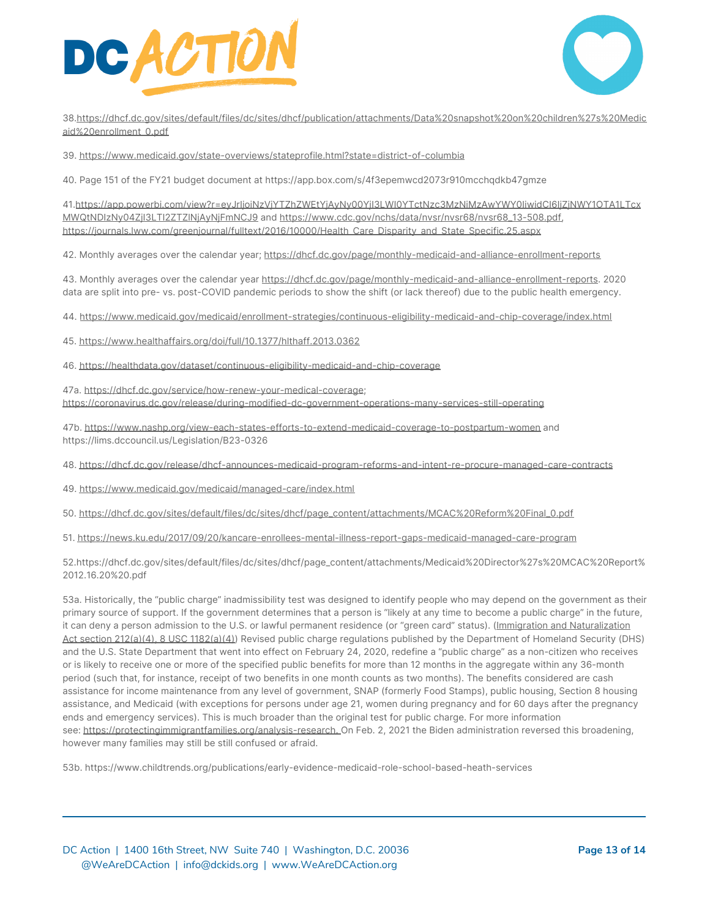38.https://dhcf.dc.gov/sites/default/files/dc/sites/dhcf/publication/attachments/Data%20snapshot%20on%20children%27s%20Medicaid%20enrollment_0.pdf

39. https://www.medicaid.gov/state-overviews/stateprofile.html?state=district-of-columbia

40. Page 151 of the FY21 budget document at https://app.box.com/s/4f3epemwcd2073r910mcchqdkb47gmze

41.https://app.powerbi.com/view?r=eyJrIjoiNzVjYTZhZWEtYjAyNy00YjI3LWI0YTctNzc3MzNiMzAwYWY0IiwidCI6IjZjNWY1OTA1LTcxMWQtNDIzNy04ZjI3LTI2ZTZlNjAyNjFmNCJ9 and https://www.cdc.gov/nchs/data/nvsr/nvsr68/nvsr68_13-508.pdf, https://journals.lww.com/greenjournal/fulltext/2016/10000/Health_Care_Disparity_and_State_Specific.25.aspx

42. Monthly averages over the calendar year; https://dhcf.dc.gov/page/monthly-medicaid-and-alliance-enrollment-reports

43. Monthly averages over the calendar year https://dhcf.dc.gov/page/monthly-medicaid-and-alliance-enrollment-reports. 2020 data are split into pre- vs. post-COVID pandemic periods to show the shift (or lack thereof) due to the public health emergency.

44. https://www.medicaid.gov/medicaid/enrollment-strategies/continuous-eligibility-medicaid-and-chip-coverage/index.html

45. https://www.healthaffairs.org/doi/full/10.1377/hlthaff.2013.0362

46. https://healthdata.gov/dataset/continuous-eligibility-medicaid-and-chip-coverage

47a. https://dhcf.dc.gov/service/how-renew-your-medical-coverage; https://coronavirus.dc.gov/release/during-modified-dc-government-operations-many-services-still-operating

47b. https://www.nashp.org/view-each-states-efforts-to-extend-medicaid-coverage-to-postpartum-women and https://lims.dccouncil.us/Legislation/B23-0326

48. https://dhcf.dc.gov/release/dhcf-announces-medicaid-program-reforms-and-intent-re-procure-managed-care-contracts

49. https://www.medicaid.gov/medicaid/managed-care/index.html

50. https://dhcf.dc.gov/sites/default/files/dc/sites/dhcf/page_content/attachments/MCAC%20Reform%20Final_0.pdf

51. https://news.ku.edu/2017/09/20/kancare-enrollees-mental-illness-report-gaps-medicaid-managed-care-program

52.https://dhcf.dc.gov/sites/default/files/dc/sites/dhcf/page_content/attachments/Medicaid%20Director%27s%20MCAC%20Report%2012.16.20%20.pdf

53a. Historically, the "public charge" inadmissibility test was designed to identify people who may depend on the government as their primary source of support. If the government determines that a person is "likely at any time to become a public charge" in the future, it can deny a person admission to the U.S. or lawful permanent residence (or "green card" status). (Immigration and Naturalization Act section 212(a)(4), 8 USC 1182(a)(4)) Revised public charge regulations published by the Department of Homeland Security (DHS) and the U.S. State Department that went into effect on February 24, 2020, redefine a "public charge" as a non-citizen who receives or is likely to receive one or more of the specified public benefits for more than 12 months in the aggregate within any 36-month period (such that, for instance, receipt of two benefits in one month counts as two months). The benefits considered are cash assistance for income maintenance from any level of government, SNAP (formerly Food Stamps), public housing, Section 8 housing assistance, and Medicaid (with exceptions for persons under age 21, women during pregnancy and for 60 days after the pregnancy ends and emergency services). This is much broader than the original test for public charge. For more information see: https://protectingimmigrantfamilies.org/analysis-research. On Feb. 2, 2021 the Biden administration reversed this broadening, however many families may still be still confused or afraid.

53b. https://www.childtrends.org/publications/early-evidence-medicaid-role-school-based-heath-services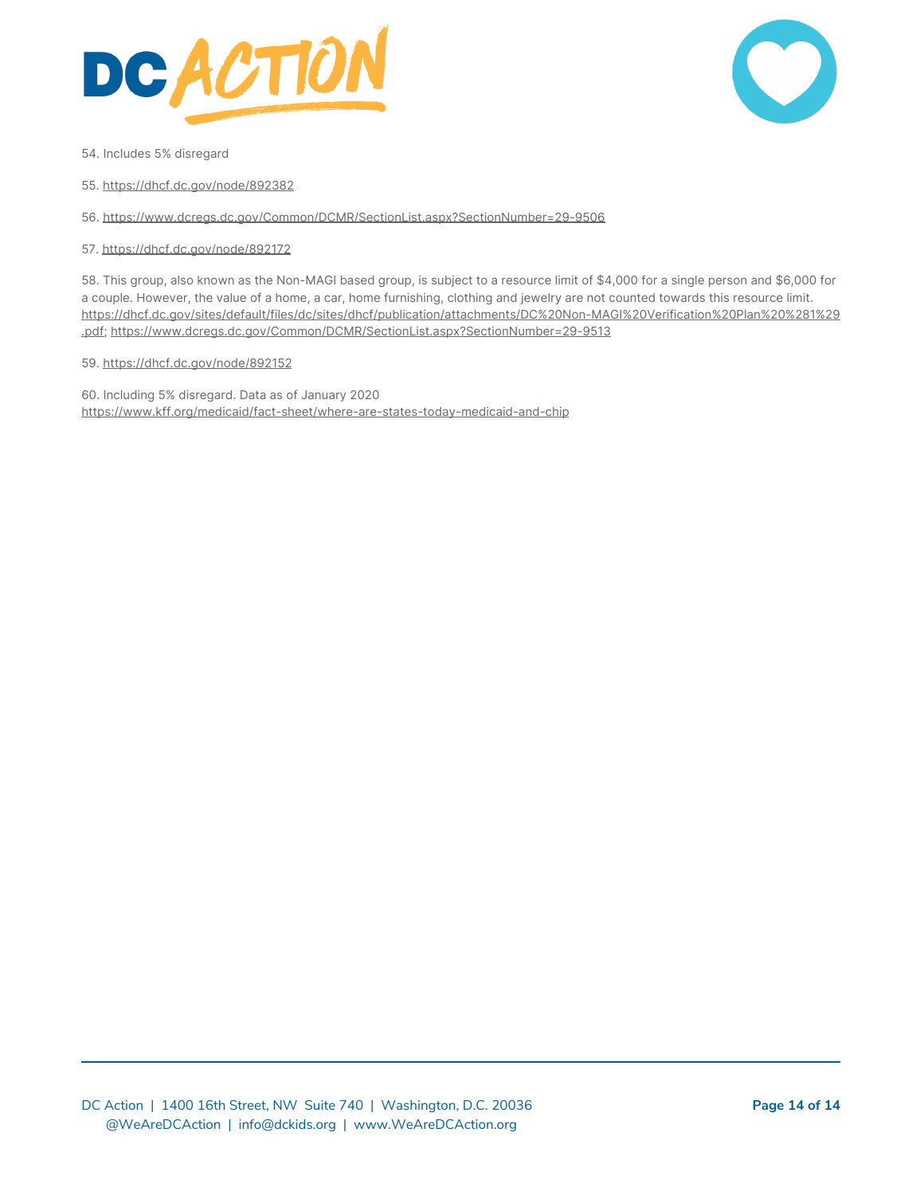54. Includes 5% disregard

55. https://dhcf.dc.gov/node/892382

56. https://www.dcregs.dc.gov/Common/DCMR/SectionList.aspx?SectionNumber=29-9506

57. https://dhcf.dc.gov/node/892172

58. This group, also known as the Non-MAGI based group, is subject to a resource limit of $4,000 for a single person and $6,000 for a couple. However, the value of a home, a car, home furnishing, clothing and jewelry are not counted towards this resource limit. https://dhcf.dc.gov/sites/default/files/dc/sites/dhcf/publication/attachments/DC%20Non-MAGI%20Verification%20Plan%20%281%29.pdf; https://www.dcregs.dc.gov/Common/DCMR/SectionList.aspx?SectionNumber=29-9513

59. https://dhcf.dc.gov/node/892152

60. Including 5% disregard. Data as of January 2020
https://www.kff.org/medicaid/fact-sheet/where-are-states-today-medicaid-and-chip